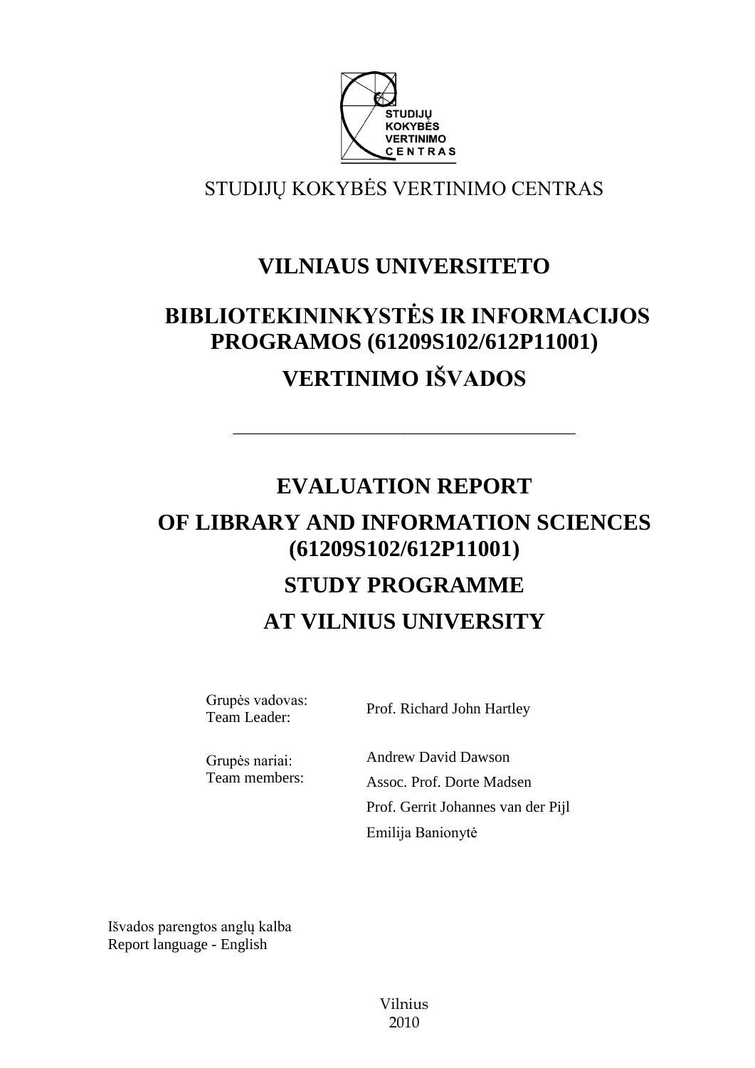STUDIJŲ KOKYBĖS VERTINIMO CENTRAS

# VILNIAUS UNIVERSITETO

# BIBLIOTEKININKYSTĖS IR INFORMACIJOS PROGRAMOS (61209S102/612P11001)

# VERTINIMO IŠVADOS

---

# EVALUATION REPORT

# OF LIBRARY AND INFORMATION SCIENCES (61209S102/612P11001)

# STUDY PROGRAMME

# AT VILNIUS UNIVERSITY

| | |
|---|---|
| Grupės vadovas:<br>Team Leader: | Prof. Richard John Hartley |
| Grupės nariai:<br>Team members: | Andrew David Dawson<br>Assoc. Prof. Dorte Madsen<br>Prof. Gerrit Johannes van der Pijl<br>Emilija Banionytė |

Išvados parengtos anglų kalba
Report language - English

Vilnius
2010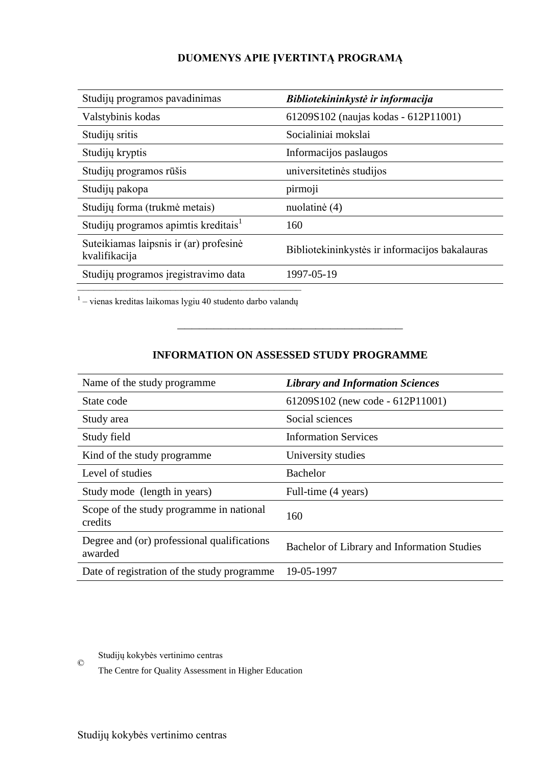## DUOMENYS APIE ĮVERTINTĄ PROGRAMĄ

| Studijų programos pavadinimas | ***Bibliotekininkystė ir informacija*** |
|---|---|
| Valstybinis kodas | 61209S102 (naujas kodas - 612P11001) |
| Studijų sritis | Socialiniai mokslai |
| Studijų kryptis | Informacijos paslaugos |
| Studijų programos rūšis | universitetinės studijos |
| Studijų pakopa | pirmoji |
| Studijų forma (trukmė metais) | nuolatinė (4) |
| Studijų programos apimtis kreditais[1] | 160 |
| Suteikiamas laipsnis ir (ar) profesinė kvalifikacija | Bibliotekininkystės ir informacijos bakalauras |
| Studijų programos įregistravimo data | 1997-05-19 |

[1] – vienas kreditas laikomas lygiu 40 studento darbo valandų

---

## INFORMATION ON ASSESSED STUDY PROGRAMME

| Name of the study programme | ***Library and Information Sciences*** |
|---|---|
| State code | 61209S102 (new code - 612P11001) |
| Study area | Social sciences |
| Study field | Information Services |
| Kind of the study programme | University studies |
| Level of studies | Bachelor |
| Study mode (length in years) | Full-time (4 years) |
| Scope of the study programme in national credits | 160 |
| Degree and (or) professional qualifications awarded | Bachelor of Library and Information Studies |
| Date of registration of the study programme | 19-05-1997 |

© Studijų kokybės vertinimo centras
The Centre for Quality Assessment in Higher Education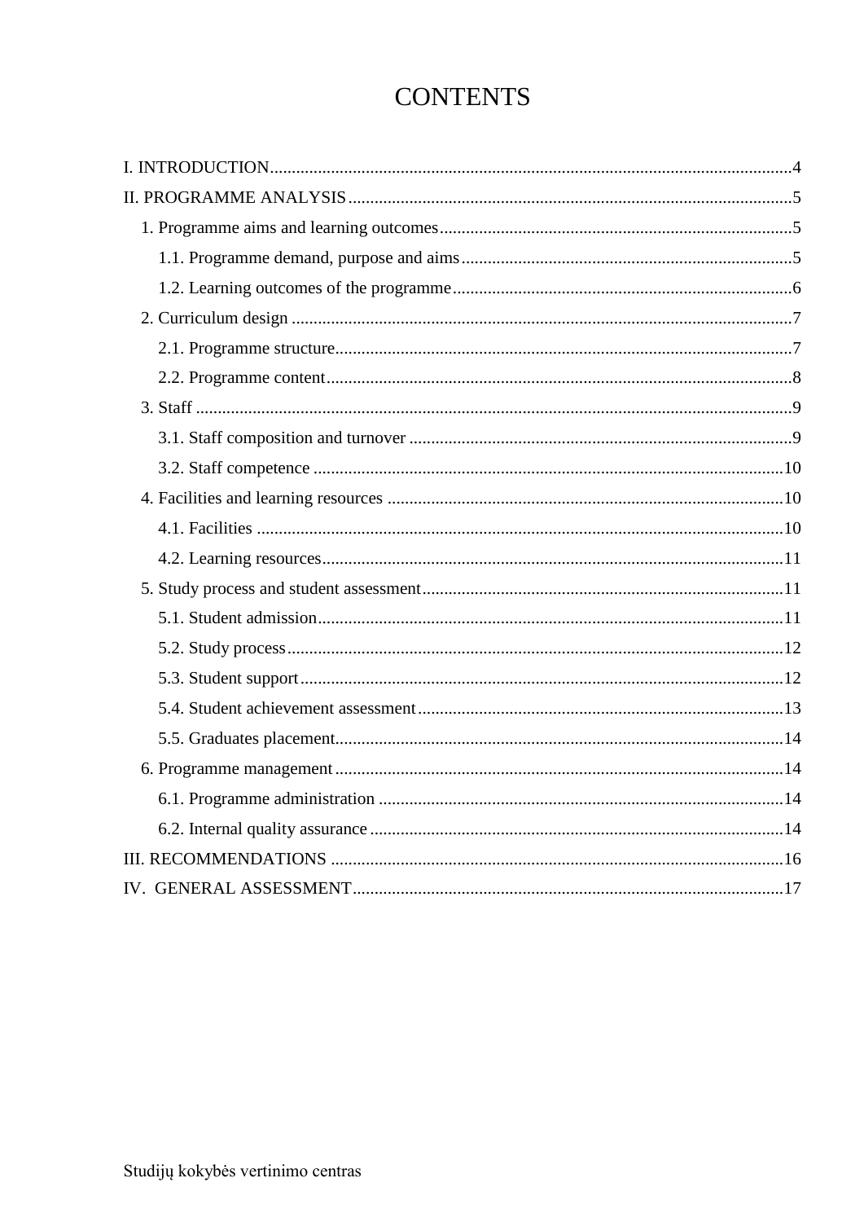# CONTENTS

I. INTRODUCTION........................................................................................................................4

II. PROGRAMME ANALYSIS......................................................................................................5

1. Programme aims and learning outcomes.................................................................................5

   1.1. Programme demand, purpose and aims............................................................................5

   1.2. Learning outcomes of the programme..............................................................................6

2. Curriculum design ...................................................................................................................7

   2.1. Programme structure.........................................................................................................7

   2.2. Programme content...........................................................................................................8

3. Staff .........................................................................................................................................9

   3.1. Staff composition and turnover ........................................................................................9

   3.2. Staff competence ............................................................................................................10

4. Facilities and learning resources ...........................................................................................10

   4.1. Facilities .........................................................................................................................10

   4.2. Learning resources..........................................................................................................11

5. Study process and student assessment...................................................................................11

   5.1. Student admission...........................................................................................................11

   5.2. Study process..................................................................................................................12

   5.3. Student support...............................................................................................................12

   5.4. Student achievement assessment....................................................................................13

   5.5. Graduates placement.......................................................................................................14

6. Programme management.......................................................................................................14

   6.1. Programme administration .............................................................................................14

   6.2. Internal quality assurance ...............................................................................................14

III. RECOMMENDATIONS ........................................................................................................16

IV. GENERAL ASSESSMENT...................................................................................................17

Studijų kokybės vertinimo centras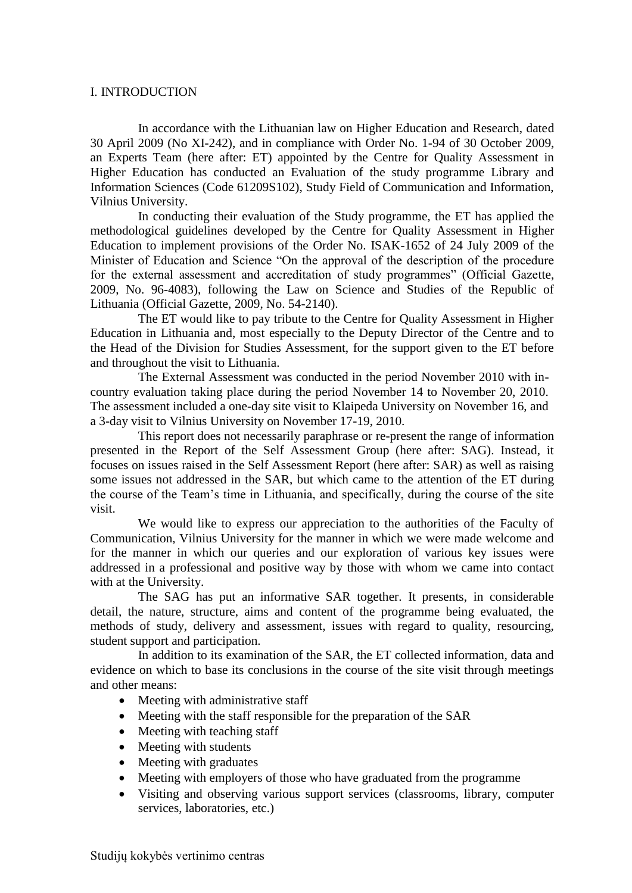## I. INTRODUCTION

In accordance with the Lithuanian law on Higher Education and Research, dated 30 April 2009 (No XI-242), and in compliance with Order No. 1-94 of 30 October 2009, an Experts Team (here after: ET) appointed by the Centre for Quality Assessment in Higher Education has conducted an Evaluation of the study programme Library and Information Sciences (Code 61209S102), Study Field of Communication and Information, Vilnius University.

In conducting their evaluation of the Study programme, the ET has applied the methodological guidelines developed by the Centre for Quality Assessment in Higher Education to implement provisions of the Order No. ISAK-1652 of 24 July 2009 of the Minister of Education and Science "On the approval of the description of the procedure for the external assessment and accreditation of study programmes" (Official Gazette, 2009, No. 96-4083), following the Law on Science and Studies of the Republic of Lithuania (Official Gazette, 2009, No. 54-2140).

The ET would like to pay tribute to the Centre for Quality Assessment in Higher Education in Lithuania and, most especially to the Deputy Director of the Centre and to the Head of the Division for Studies Assessment, for the support given to the ET before and throughout the visit to Lithuania.

The External Assessment was conducted in the period November 2010 with in-country evaluation taking place during the period November 14 to November 20, 2010. The assessment included a one-day site visit to Klaipeda University on November 16, and a 3-day visit to Vilnius University on November 17-19, 2010.

This report does not necessarily paraphrase or re-present the range of information presented in the Report of the Self Assessment Group (here after: SAG). Instead, it focuses on issues raised in the Self Assessment Report (here after: SAR) as well as raising some issues not addressed in the SAR, but which came to the attention of the ET during the course of the Team's time in Lithuania, and specifically, during the course of the site visit.

We would like to express our appreciation to the authorities of the Faculty of Communication, Vilnius University for the manner in which we were made welcome and for the manner in which our queries and our exploration of various key issues were addressed in a professional and positive way by those with whom we came into contact with at the University.

The SAG has put an informative SAR together. It presents, in considerable detail, the nature, structure, aims and content of the programme being evaluated, the methods of study, delivery and assessment, issues with regard to quality, resourcing, student support and participation.

In addition to its examination of the SAR, the ET collected information, data and evidence on which to base its conclusions in the course of the site visit through meetings and other means:

- Meeting with administrative staff
- Meeting with the staff responsible for the preparation of the SAR
- Meeting with teaching staff
- Meeting with students
- Meeting with graduates
- Meeting with employers of those who have graduated from the programme
- Visiting and observing various support services (classrooms, library, computer services, laboratories, etc.)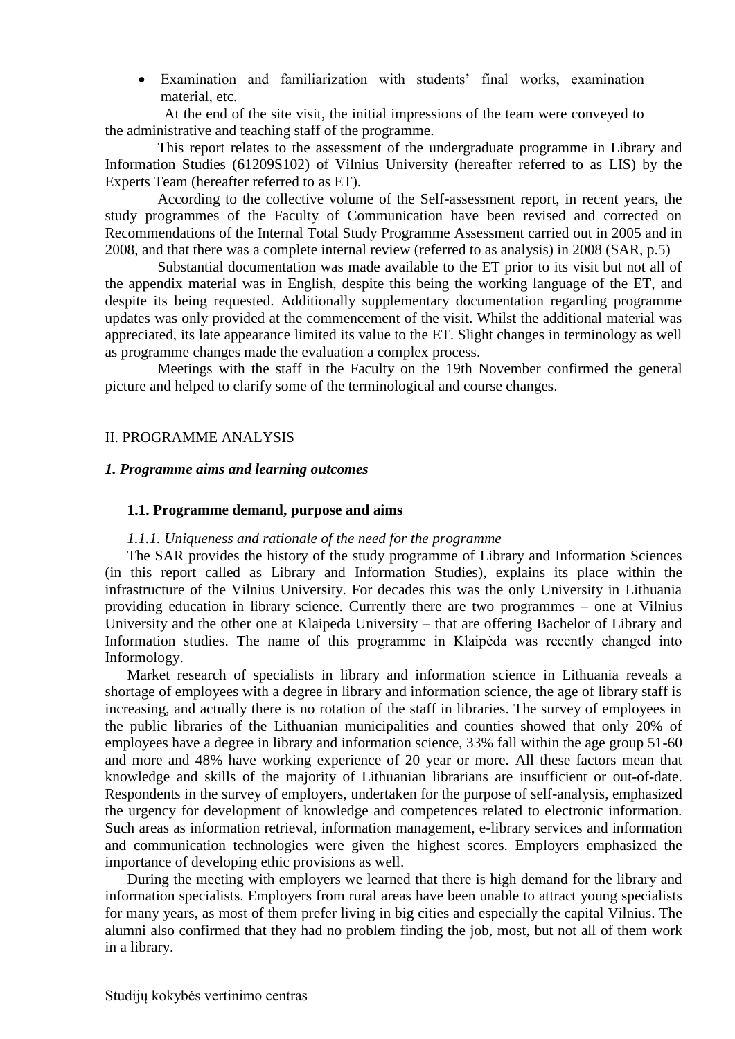- Examination and familiarization with students' final works, examination material, etc.

At the end of the site visit, the initial impressions of the team were conveyed to the administrative and teaching staff of the programme.

This report relates to the assessment of the undergraduate programme in Library and Information Studies (61209S102) of Vilnius University (hereafter referred to as LIS) by the Experts Team (hereafter referred to as ET).

According to the collective volume of the Self-assessment report, in recent years, the study programmes of the Faculty of Communication have been revised and corrected on Recommendations of the Internal Total Study Programme Assessment carried out in 2005 and in 2008, and that there was a complete internal review (referred to as analysis) in 2008 (SAR, p.5)

Substantial documentation was made available to the ET prior to its visit but not all of the appendix material was in English, despite this being the working language of the ET, and despite its being requested. Additionally supplementary documentation regarding programme updates was only provided at the commencement of the visit. Whilst the additional material was appreciated, its late appearance limited its value to the ET. Slight changes in terminology as well as programme changes made the evaluation a complex process.

Meetings with the staff in the Faculty on the 19th November confirmed the general picture and helped to clarify some of the terminological and course changes.

## II. PROGRAMME ANALYSIS

### *1. Programme aims and learning outcomes*

#### 1.1. Programme demand, purpose and aims

*1.1.1. Uniqueness and rationale of the need for the programme*

The SAR provides the history of the study programme of Library and Information Sciences (in this report called as Library and Information Studies), explains its place within the infrastructure of the Vilnius University. For decades this was the only University in Lithuania providing education in library science. Currently there are two programmes – one at Vilnius University and the other one at Klaipeda University – that are offering Bachelor of Library and Information studies. The name of this programme in Klaipėda was recently changed into Informology.

Market research of specialists in library and information science in Lithuania reveals a shortage of employees with a degree in library and information science, the age of library staff is increasing, and actually there is no rotation of the staff in libraries. The survey of employees in the public libraries of the Lithuanian municipalities and counties showed that only 20% of employees have a degree in library and information science, 33% fall within the age group 51-60 and more and 48% have working experience of 20 year or more. All these factors mean that knowledge and skills of the majority of Lithuanian librarians are insufficient or out-of-date. Respondents in the survey of employers, undertaken for the purpose of self-analysis, emphasized the urgency for development of knowledge and competences related to electronic information. Such areas as information retrieval, information management, e-library services and information and communication technologies were given the highest scores. Employers emphasized the importance of developing ethic provisions as well.

During the meeting with employers we learned that there is high demand for the library and information specialists. Employers from rural areas have been unable to attract young specialists for many years, as most of them prefer living in big cities and especially the capital Vilnius. The alumni also confirmed that they had no problem finding the job, most, but not all of them work in a library.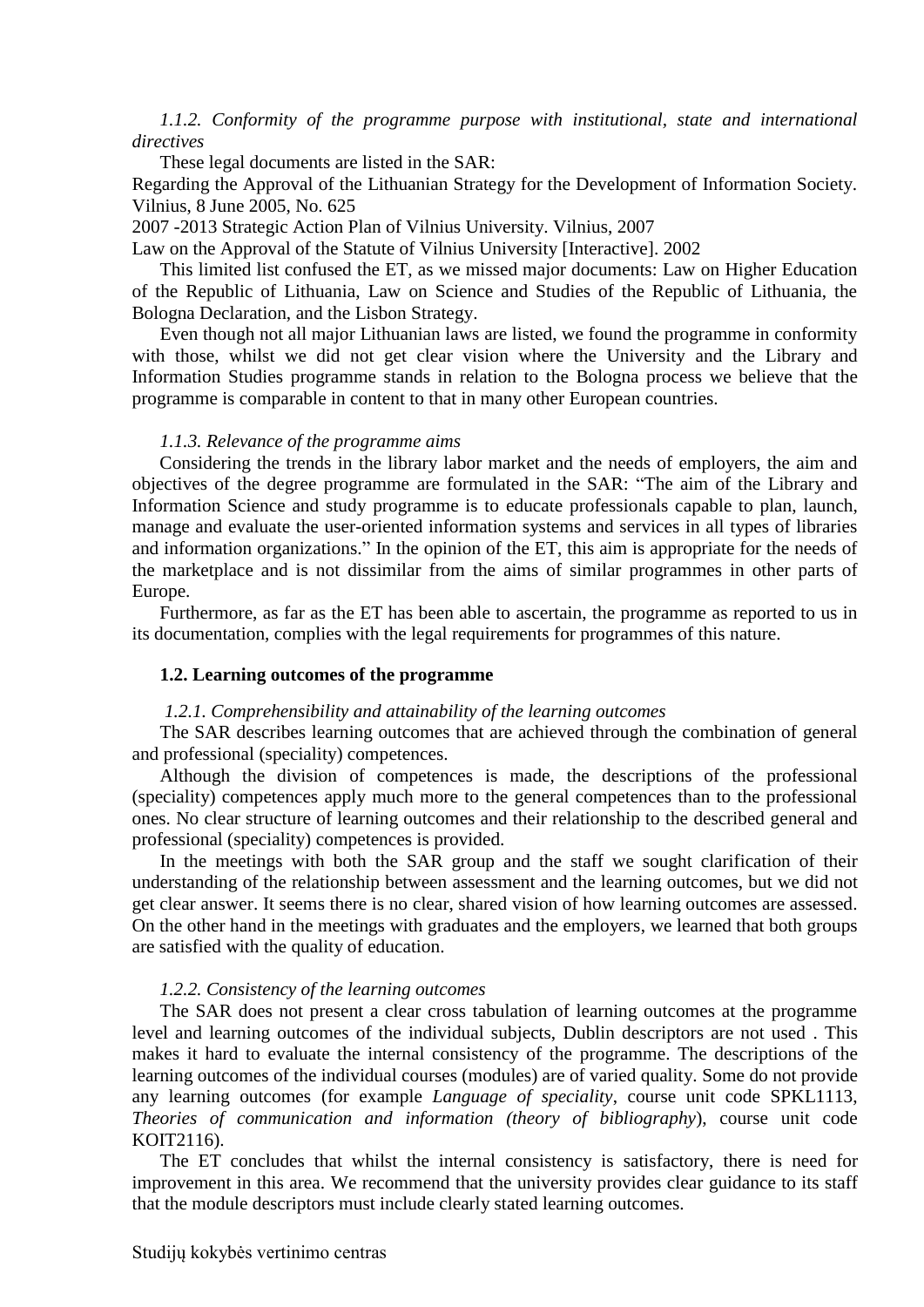*1.1.2. Conformity of the programme purpose with institutional, state and international directives*

These legal documents are listed in the SAR:

Regarding the Approval of the Lithuanian Strategy for the Development of Information Society. Vilnius, 8 June 2005, No. 625

2007 -2013 Strategic Action Plan of Vilnius University. Vilnius, 2007

Law on the Approval of the Statute of Vilnius University [Interactive]. 2002

This limited list confused the ET, as we missed major documents: Law on Higher Education of the Republic of Lithuania, Law on Science and Studies of the Republic of Lithuania, the Bologna Declaration, and the Lisbon Strategy.

Even though not all major Lithuanian laws are listed, we found the programme in conformity with those, whilst we did not get clear vision where the University and the Library and Information Studies programme stands in relation to the Bologna process we believe that the programme is comparable in content to that in many other European countries.

*1.1.3. Relevance of the programme aims*

Considering the trends in the library labor market and the needs of employers, the aim and objectives of the degree programme are formulated in the SAR: "The aim of the Library and Information Science and study programme is to educate professionals capable to plan, launch, manage and evaluate the user-oriented information systems and services in all types of libraries and information organizations." In the opinion of the ET, this aim is appropriate for the needs of the marketplace and is not dissimilar from the aims of similar programmes in other parts of Europe.

Furthermore, as far as the ET has been able to ascertain, the programme as reported to us in its documentation, complies with the legal requirements for programmes of this nature.

### 1.2. Learning outcomes of the programme

*1.2.1. Comprehensibility and attainability of the learning outcomes*

The SAR describes learning outcomes that are achieved through the combination of general and professional (speciality) competences.

Although the division of competences is made, the descriptions of the professional (speciality) competences apply much more to the general competences than to the professional ones. No clear structure of learning outcomes and their relationship to the described general and professional (speciality) competences is provided.

In the meetings with both the SAR group and the staff we sought clarification of their understanding of the relationship between assessment and the learning outcomes, but we did not get clear answer. It seems there is no clear, shared vision of how learning outcomes are assessed. On the other hand in the meetings with graduates and the employers, we learned that both groups are satisfied with the quality of education.

*1.2.2. Consistency of the learning outcomes*

The SAR does not present a clear cross tabulation of learning outcomes at the programme level and learning outcomes of the individual subjects, Dublin descriptors are not used . This makes it hard to evaluate the internal consistency of the programme. The descriptions of the learning outcomes of the individual courses (modules) are of varied quality. Some do not provide any learning outcomes (for example *Language of speciality*, course unit code SPKL1113, *Theories of communication and information (theory of bibliography*), course unit code KOIT2116).

The ET concludes that whilst the internal consistency is satisfactory, there is need for improvement in this area. We recommend that the university provides clear guidance to its staff that the module descriptors must include clearly stated learning outcomes.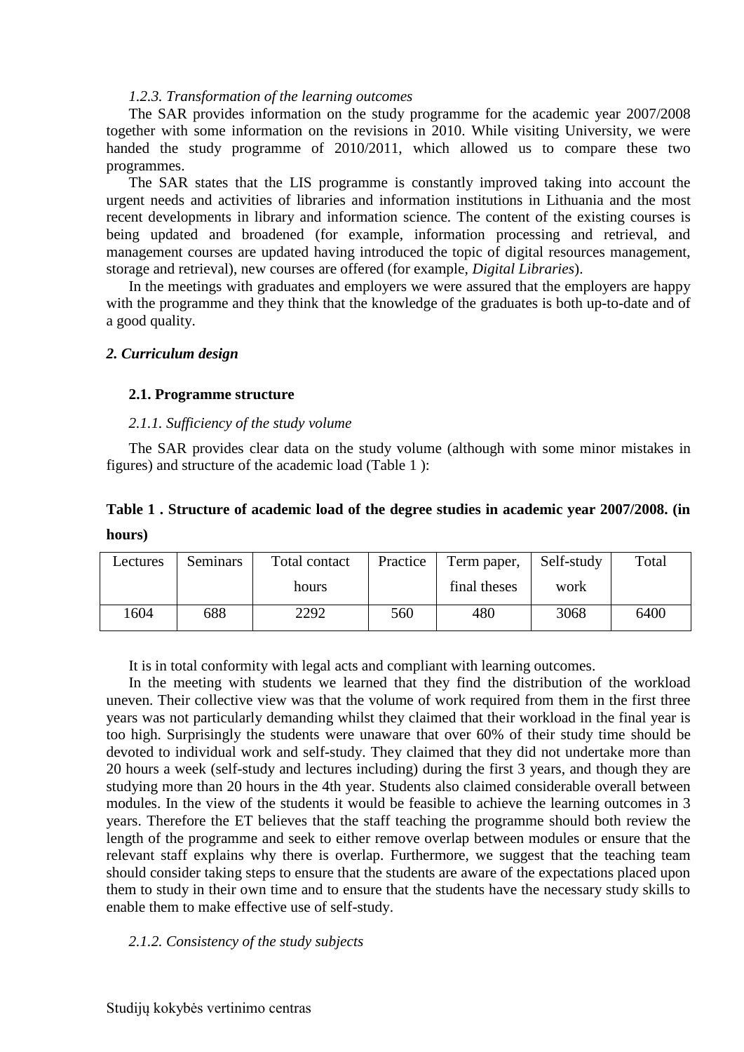*1.2.3. Transformation of the learning outcomes*

The SAR provides information on the study programme for the academic year 2007/2008 together with some information on the revisions in 2010. While visiting University, we were handed the study programme of 2010/2011, which allowed us to compare these two programmes.

The SAR states that the LIS programme is constantly improved taking into account the urgent needs and activities of libraries and information institutions in Lithuania and the most recent developments in library and information science. The content of the existing courses is being updated and broadened (for example, information processing and retrieval, and management courses are updated having introduced the topic of digital resources management, storage and retrieval), new courses are offered (for example, *Digital Libraries*).

In the meetings with graduates and employers we were assured that the employers are happy with the programme and they think that the knowledge of the graduates is both up-to-date and of a good quality.

## *2. Curriculum design*

### 2.1. Programme structure

*2.1.1. Sufficiency of the study volume*

The SAR provides clear data on the study volume (although with some minor mistakes in figures) and structure of the academic load (Table 1 ):

**Table 1 . Structure of academic load of the degree studies in academic year 2007/2008. (in hours)**

| Lectures | Seminars | Total contact hours | Practice | Term paper, final theses | Self-study work | Total |
|---|---|---|---|---|---|---|
| 1604 | 688 | 2292 | 560 | 480 | 3068 | 6400 |

It is in total conformity with legal acts and compliant with learning outcomes.

In the meeting with students we learned that they find the distribution of the workload uneven. Their collective view was that the volume of work required from them in the first three years was not particularly demanding whilst they claimed that their workload in the final year is too high. Surprisingly the students were unaware that over 60% of their study time should be devoted to individual work and self-study. They claimed that they did not undertake more than 20 hours a week (self-study and lectures including) during the first 3 years, and though they are studying more than 20 hours in the 4th year. Students also claimed considerable overall between modules. In the view of the students it would be feasible to achieve the learning outcomes in 3 years. Therefore the ET believes that the staff teaching the programme should both review the length of the programme and seek to either remove overlap between modules or ensure that the relevant staff explains why there is overlap. Furthermore, we suggest that the teaching team should consider taking steps to ensure that the students are aware of the expectations placed upon them to study in their own time and to ensure that the students have the necessary study skills to enable them to make effective use of self-study.

*2.1.2. Consistency of the study subjects*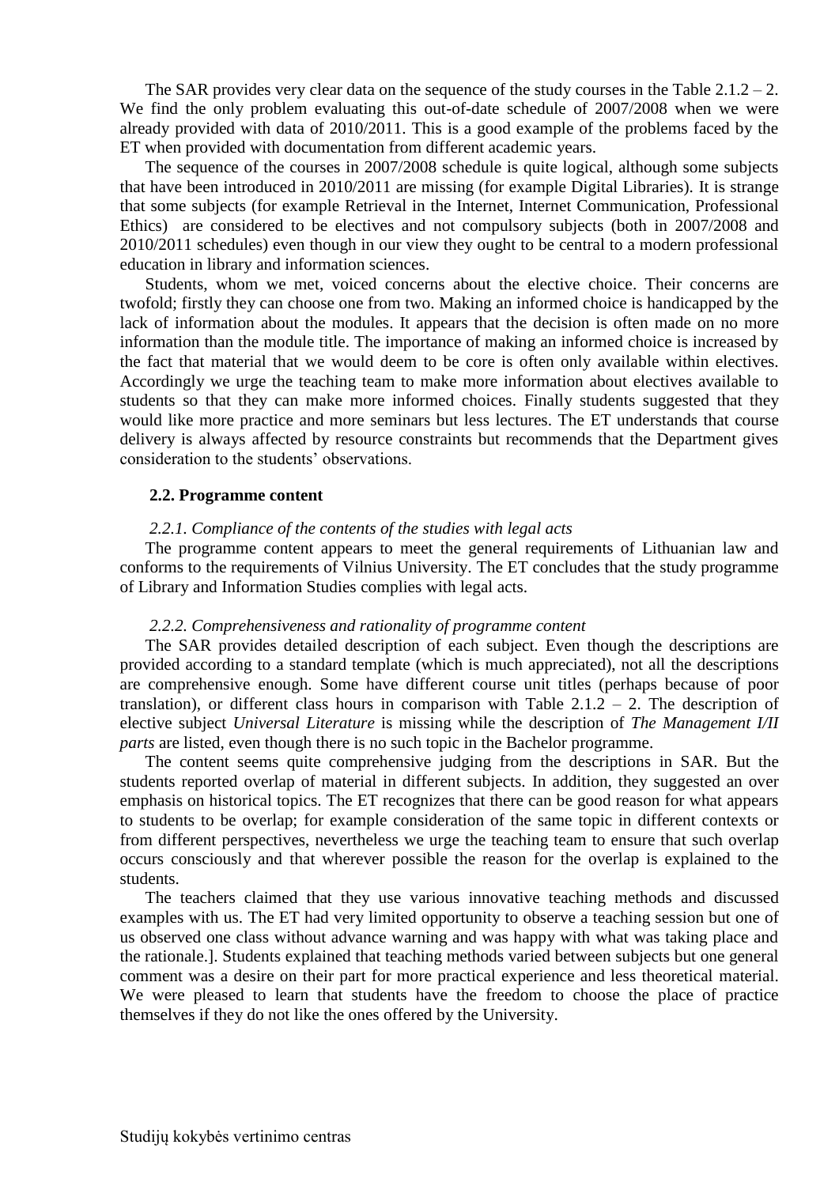The SAR provides very clear data on the sequence of the study courses in the Table 2.1.2 – 2. We find the only problem evaluating this out-of-date schedule of 2007/2008 when we were already provided with data of 2010/2011. This is a good example of the problems faced by the ET when provided with documentation from different academic years.

The sequence of the courses in 2007/2008 schedule is quite logical, although some subjects that have been introduced in 2010/2011 are missing (for example Digital Libraries). It is strange that some subjects (for example Retrieval in the Internet, Internet Communication, Professional Ethics) are considered to be electives and not compulsory subjects (both in 2007/2008 and 2010/2011 schedules) even though in our view they ought to be central to a modern professional education in library and information sciences.

Students, whom we met, voiced concerns about the elective choice. Their concerns are twofold; firstly they can choose one from two. Making an informed choice is handicapped by the lack of information about the modules. It appears that the decision is often made on no more information than the module title. The importance of making an informed choice is increased by the fact that material that we would deem to be core is often only available within electives. Accordingly we urge the teaching team to make more information about electives available to students so that they can make more informed choices. Finally students suggested that they would like more practice and more seminars but less lectures. The ET understands that course delivery is always affected by resource constraints but recommends that the Department gives consideration to the students' observations.

### 2.2. Programme content

*2.2.1. Compliance of the contents of the studies with legal acts*

The programme content appears to meet the general requirements of Lithuanian law and conforms to the requirements of Vilnius University. The ET concludes that the study programme of Library and Information Studies complies with legal acts.

*2.2.2. Comprehensiveness and rationality of programme content*

The SAR provides detailed description of each subject. Even though the descriptions are provided according to a standard template (which is much appreciated), not all the descriptions are comprehensive enough. Some have different course unit titles (perhaps because of poor translation), or different class hours in comparison with Table 2.1.2 – 2. The description of elective subject *Universal Literature* is missing while the description of *The Management I/II parts* are listed, even though there is no such topic in the Bachelor programme.

The content seems quite comprehensive judging from the descriptions in SAR. But the students reported overlap of material in different subjects. In addition, they suggested an over emphasis on historical topics. The ET recognizes that there can be good reason for what appears to students to be overlap; for example consideration of the same topic in different contexts or from different perspectives, nevertheless we urge the teaching team to ensure that such overlap occurs consciously and that wherever possible the reason for the overlap is explained to the students.

The teachers claimed that they use various innovative teaching methods and discussed examples with us. The ET had very limited opportunity to observe a teaching session but one of us observed one class without advance warning and was happy with what was taking place and the rationale.]. Students explained that teaching methods varied between subjects but one general comment was a desire on their part for more practical experience and less theoretical material. We were pleased to learn that students have the freedom to choose the place of practice themselves if they do not like the ones offered by the University.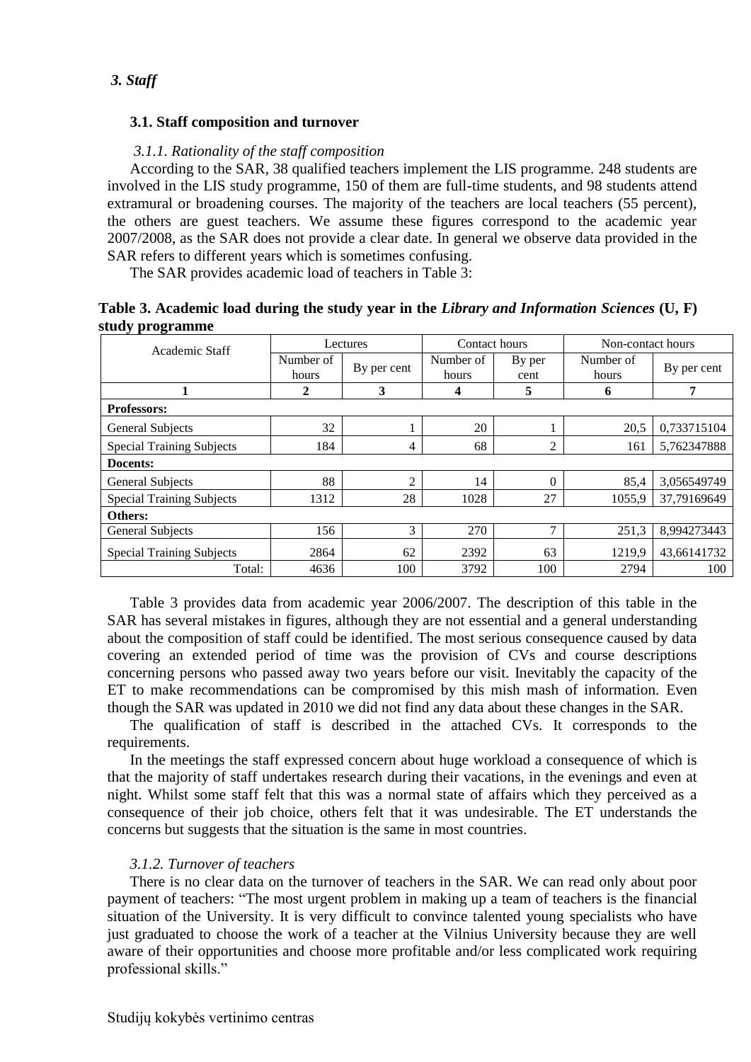## *3. Staff*

### 3.1. Staff composition and turnover

*3.1.1. Rationality of the staff composition*

According to the SAR, 38 qualified teachers implement the LIS programme. 248 students are involved in the LIS study programme, 150 of them are full-time students, and 98 students attend extramural or broadening courses. The majority of the teachers are local teachers (55 percent), the others are guest teachers. We assume these figures correspond to the academic year 2007/2008, as the SAR does not provide a clear date. In general we observe data provided in the SAR refers to different years which is sometimes confusing.

The SAR provides academic load of teachers in Table 3:

**Table 3. Academic load during the study year in the *Library and Information Sciences* (U, F) study programme**

| Academic Staff | Lectures | | Contact hours | | Non-contact hours | |
|---|---|---|---|---|---|---|
| | Number of hours | By per cent | Number of hours | By per cent | Number of hours | By per cent |
| **1** | **2** | **3** | **4** | **5** | **6** | **7** |
| **Professors:** | | | | | | |
| General Subjects | 32 | 1 | 20 | 1 | 20,5 | 0,733715104 |
| Special Training Subjects | 184 | 4 | 68 | 2 | 161 | 5,762347888 |
| **Docents:** | | | | | | |
| General Subjects | 88 | 2 | 14 | 0 | 85,4 | 3,056549749 |
| Special Training Subjects | 1312 | 28 | 1028 | 27 | 1055,9 | 37,79169649 |
| **Others:** | | | | | | |
| General Subjects | 156 | 3 | 270 | 7 | 251,3 | 8,994273443 |
| Special Training Subjects | 2864 | 62 | 2392 | 63 | 1219,9 | 43,66141732 |
| Total: | 4636 | 100 | 3792 | 100 | 2794 | 100 |

Table 3 provides data from academic year 2006/2007. The description of this table in the SAR has several mistakes in figures, although they are not essential and a general understanding about the composition of staff could be identified. The most serious consequence caused by data covering an extended period of time was the provision of CVs and course descriptions concerning persons who passed away two years before our visit. Inevitably the capacity of the ET to make recommendations can be compromised by this mish mash of information. Even though the SAR was updated in 2010 we did not find any data about these changes in the SAR.

The qualification of staff is described in the attached CVs. It corresponds to the requirements.

In the meetings the staff expressed concern about huge workload a consequence of which is that the majority of staff undertakes research during their vacations, in the evenings and even at night. Whilst some staff felt that this was a normal state of affairs which they perceived as a consequence of their job choice, others felt that it was undesirable. The ET understands the concerns but suggests that the situation is the same in most countries.

*3.1.2. Turnover of teachers*

There is no clear data on the turnover of teachers in the SAR. We can read only about poor payment of teachers: "The most urgent problem in making up a team of teachers is the financial situation of the University. It is very difficult to convince talented young specialists who have just graduated to choose the work of a teacher at the Vilnius University because they are well aware of their opportunities and choose more profitable and/or less complicated work requiring professional skills."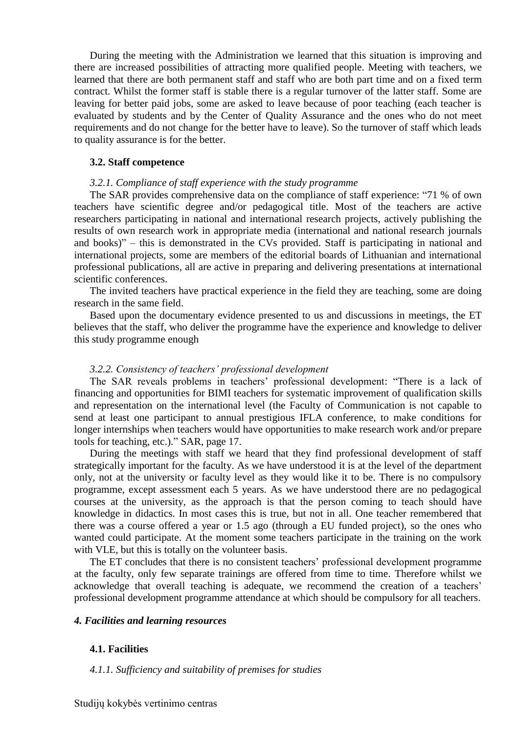During the meeting with the Administration we learned that this situation is improving and there are increased possibilities of attracting more qualified people. Meeting with teachers, we learned that there are both permanent staff and staff who are both part time and on a fixed term contract. Whilst the former staff is stable there is a regular turnover of the latter staff. Some are leaving for better paid jobs, some are asked to leave because of poor teaching (each teacher is evaluated by students and by the Center of Quality Assurance and the ones who do not meet requirements and do not change for the better have to leave). So the turnover of staff which leads to quality assurance is for the better.

### 3.2. Staff competence

*3.2.1. Compliance of staff experience with the study programme*

The SAR provides comprehensive data on the compliance of staff experience: "71 % of own teachers have scientific degree and/or pedagogical title. Most of the teachers are active researchers participating in national and international research projects, actively publishing the results of own research work in appropriate media (international and national research journals and books)" – this is demonstrated in the CVs provided. Staff is participating in national and international projects, some are members of the editorial boards of Lithuanian and international professional publications, all are active in preparing and delivering presentations at international scientific conferences.

The invited teachers have practical experience in the field they are teaching, some are doing research in the same field.

Based upon the documentary evidence presented to us and discussions in meetings, the ET believes that the staff, who deliver the programme have the experience and knowledge to deliver this study programme enough

*3.2.2. Consistency of teachers' professional development*

The SAR reveals problems in teachers' professional development: "There is a lack of financing and opportunities for BIMI teachers for systematic improvement of qualification skills and representation on the international level (the Faculty of Communication is not capable to send at least one participant to annual prestigious IFLA conference, to make conditions for longer internships when teachers would have opportunities to make research work and/or prepare tools for teaching, etc.)." SAR, page 17.

During the meetings with staff we heard that they find professional development of staff strategically important for the faculty. As we have understood it is at the level of the department only, not at the university or faculty level as they would like it to be. There is no compulsory programme, except assessment each 5 years. As we have understood there are no pedagogical courses at the university, as the approach is that the person coming to teach should have knowledge in didactics. In most cases this is true, but not in all. One teacher remembered that there was a course offered a year or 1.5 ago (through a EU funded project), so the ones who wanted could participate. At the moment some teachers participate in the training on the work with VLE, but this is totally on the volunteer basis.

The ET concludes that there is no consistent teachers' professional development programme at the faculty, only few separate trainings are offered from time to time. Therefore whilst we acknowledge that overall teaching is adequate, we recommend the creation of a teachers' professional development programme attendance at which should be compulsory for all teachers.

## *4. Facilities and learning resources*

### 4.1. Facilities

*4.1.1. Sufficiency and suitability of premises for studies*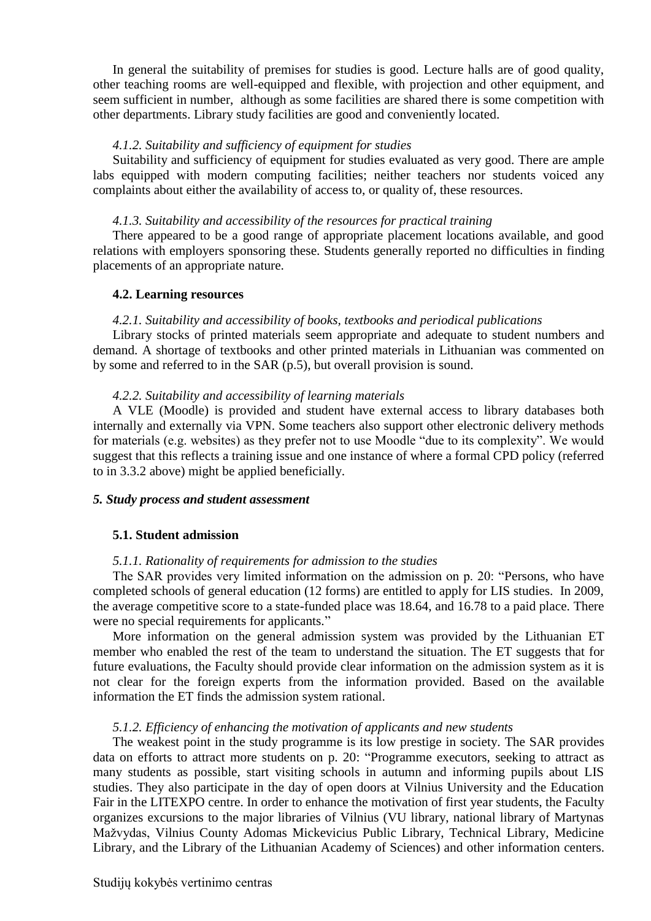In general the suitability of premises for studies is good. Lecture halls are of good quality, other teaching rooms are well-equipped and flexible, with projection and other equipment, and seem sufficient in number, although as some facilities are shared there is some competition with other departments. Library study facilities are good and conveniently located.

*4.1.2. Suitability and sufficiency of equipment for studies*

Suitability and sufficiency of equipment for studies evaluated as very good. There are ample labs equipped with modern computing facilities; neither teachers nor students voiced any complaints about either the availability of access to, or quality of, these resources.

*4.1.3. Suitability and accessibility of the resources for practical training*

There appeared to be a good range of appropriate placement locations available, and good relations with employers sponsoring these. Students generally reported no difficulties in finding placements of an appropriate nature.

**4.2. Learning resources**

*4.2.1. Suitability and accessibility of books, textbooks and periodical publications*

Library stocks of printed materials seem appropriate and adequate to student numbers and demand. A shortage of textbooks and other printed materials in Lithuanian was commented on by some and referred to in the SAR (p.5), but overall provision is sound.

*4.2.2. Suitability and accessibility of learning materials*

A VLE (Moodle) is provided and student have external access to library databases both internally and externally via VPN. Some teachers also support other electronic delivery methods for materials (e.g. websites) as they prefer not to use Moodle "due to its complexity". We would suggest that this reflects a training issue and one instance of where a formal CPD policy (referred to in 3.3.2 above) might be applied beneficially.

***5. Study process and student assessment***

**5.1. Student admission**

*5.1.1. Rationality of requirements for admission to the studies*

The SAR provides very limited information on the admission on p. 20: "Persons, who have completed schools of general education (12 forms) are entitled to apply for LIS studies. In 2009, the average competitive score to a state-funded place was 18.64, and 16.78 to a paid place. There were no special requirements for applicants."

More information on the general admission system was provided by the Lithuanian ET member who enabled the rest of the team to understand the situation. The ET suggests that for future evaluations, the Faculty should provide clear information on the admission system as it is not clear for the foreign experts from the information provided. Based on the available information the ET finds the admission system rational.

*5.1.2. Efficiency of enhancing the motivation of applicants and new students*

The weakest point in the study programme is its low prestige in society. The SAR provides data on efforts to attract more students on p. 20: "Programme executors, seeking to attract as many students as possible, start visiting schools in autumn and informing pupils about LIS studies. They also participate in the day of open doors at Vilnius University and the Education Fair in the LITEXPO centre. In order to enhance the motivation of first year students, the Faculty organizes excursions to the major libraries of Vilnius (VU library, national library of Martynas Mažvydas, Vilnius County Adomas Mickevicius Public Library, Technical Library, Medicine Library, and the Library of the Lithuanian Academy of Sciences) and other information centers.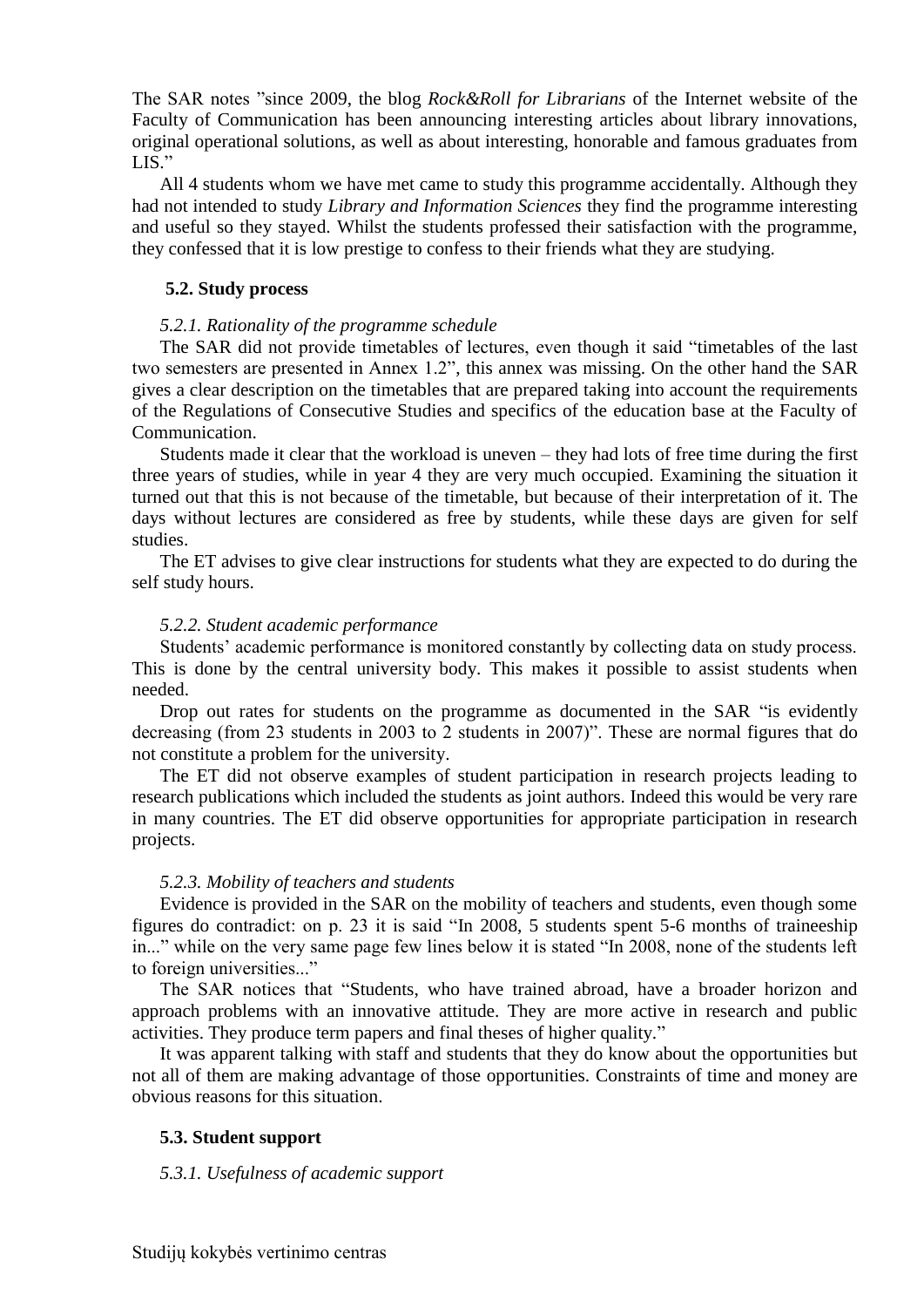The SAR notes "since 2009, the blog *Rock&Roll for Librarians* of the Internet website of the Faculty of Communication has been announcing interesting articles about library innovations, original operational solutions, as well as about interesting, honorable and famous graduates from LIS."

All 4 students whom we have met came to study this programme accidentally. Although they had not intended to study *Library and Information Sciences* they find the programme interesting and useful so they stayed. Whilst the students professed their satisfaction with the programme, they confessed that it is low prestige to confess to their friends what they are studying.

### 5.2. Study process

*5.2.1. Rationality of the programme schedule*

The SAR did not provide timetables of lectures, even though it said "timetables of the last two semesters are presented in Annex 1.2", this annex was missing. On the other hand the SAR gives a clear description on the timetables that are prepared taking into account the requirements of the Regulations of Consecutive Studies and specifics of the education base at the Faculty of Communication.

Students made it clear that the workload is uneven – they had lots of free time during the first three years of studies, while in year 4 they are very much occupied. Examining the situation it turned out that this is not because of the timetable, but because of their interpretation of it. The days without lectures are considered as free by students, while these days are given for self studies.

The ET advises to give clear instructions for students what they are expected to do during the self study hours.

*5.2.2. Student academic performance*

Students' academic performance is monitored constantly by collecting data on study process. This is done by the central university body. This makes it possible to assist students when needed.

Drop out rates for students on the programme as documented in the SAR "is evidently decreasing (from 23 students in 2003 to 2 students in 2007)". These are normal figures that do not constitute a problem for the university.

The ET did not observe examples of student participation in research projects leading to research publications which included the students as joint authors. Indeed this would be very rare in many countries. The ET did observe opportunities for appropriate participation in research projects.

*5.2.3. Mobility of teachers and students*

Evidence is provided in the SAR on the mobility of teachers and students, even though some figures do contradict: on p. 23 it is said "In 2008, 5 students spent 5-6 months of traineeship in..." while on the very same page few lines below it is stated "In 2008, none of the students left to foreign universities..."

The SAR notices that "Students, who have trained abroad, have a broader horizon and approach problems with an innovative attitude. They are more active in research and public activities. They produce term papers and final theses of higher quality."

It was apparent talking with staff and students that they do know about the opportunities but not all of them are making advantage of those opportunities. Constraints of time and money are obvious reasons for this situation.

### 5.3. Student support

*5.3.1. Usefulness of academic support*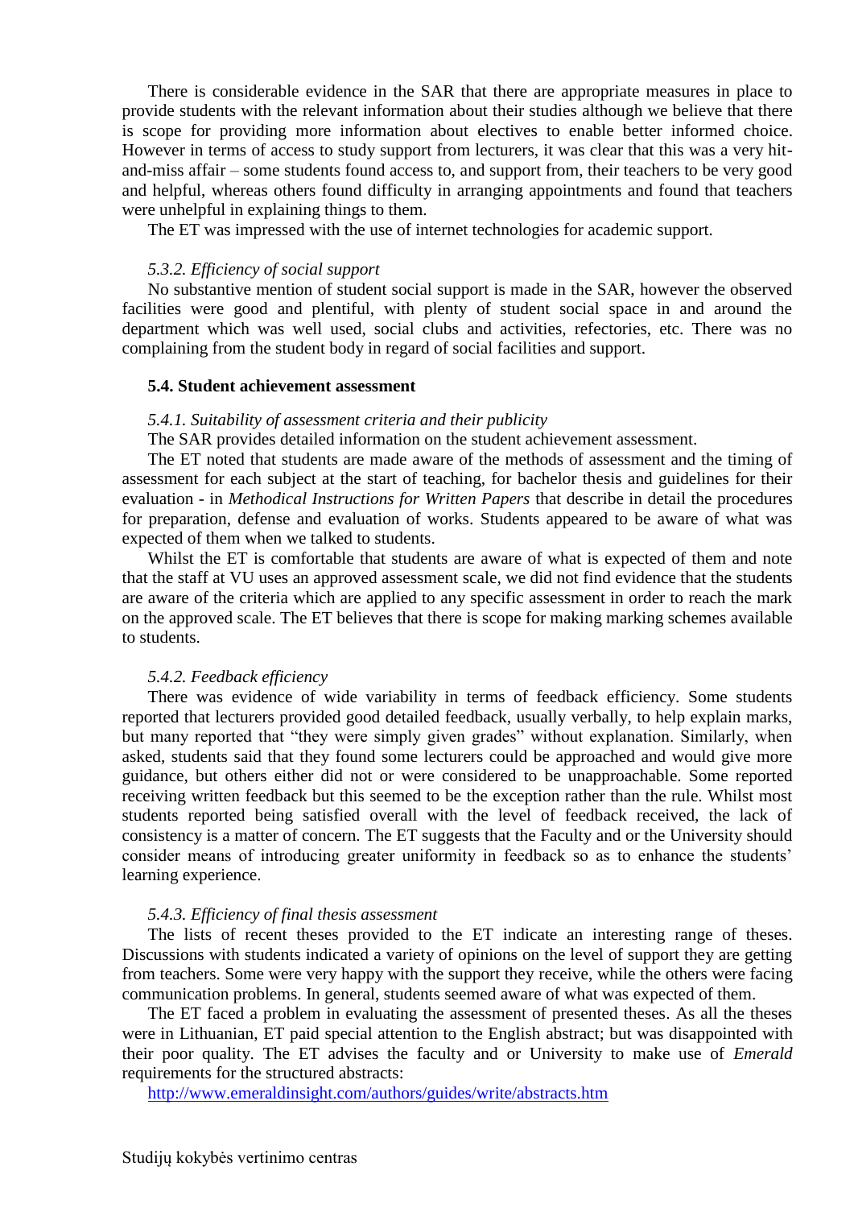There is considerable evidence in the SAR that there are appropriate measures in place to provide students with the relevant information about their studies although we believe that there is scope for providing more information about electives to enable better informed choice. However in terms of access to study support from lecturers, it was clear that this was a very hit-and-miss affair – some students found access to, and support from, their teachers to be very good and helpful, whereas others found difficulty in arranging appointments and found that teachers were unhelpful in explaining things to them.

The ET was impressed with the use of internet technologies for academic support.

*5.3.2. Efficiency of social support*

No substantive mention of student social support is made in the SAR, however the observed facilities were good and plentiful, with plenty of student social space in and around the department which was well used, social clubs and activities, refectories, etc. There was no complaining from the student body in regard of social facilities and support.

**5.4. Student achievement assessment**

*5.4.1. Suitability of assessment criteria and their publicity*

The SAR provides detailed information on the student achievement assessment.

The ET noted that students are made aware of the methods of assessment and the timing of assessment for each subject at the start of teaching, for bachelor thesis and guidelines for their evaluation - in *Methodical Instructions for Written Papers* that describe in detail the procedures for preparation, defense and evaluation of works. Students appeared to be aware of what was expected of them when we talked to students.

Whilst the ET is comfortable that students are aware of what is expected of them and note that the staff at VU uses an approved assessment scale, we did not find evidence that the students are aware of the criteria which are applied to any specific assessment in order to reach the mark on the approved scale. The ET believes that there is scope for making marking schemes available to students.

*5.4.2. Feedback efficiency*

There was evidence of wide variability in terms of feedback efficiency. Some students reported that lecturers provided good detailed feedback, usually verbally, to help explain marks, but many reported that "they were simply given grades" without explanation. Similarly, when asked, students said that they found some lecturers could be approached and would give more guidance, but others either did not or were considered to be unapproachable. Some reported receiving written feedback but this seemed to be the exception rather than the rule. Whilst most students reported being satisfied overall with the level of feedback received, the lack of consistency is a matter of concern. The ET suggests that the Faculty and or the University should consider means of introducing greater uniformity in feedback so as to enhance the students' learning experience.

*5.4.3. Efficiency of final thesis assessment*

The lists of recent theses provided to the ET indicate an interesting range of theses. Discussions with students indicated a variety of opinions on the level of support they are getting from teachers. Some were very happy with the support they receive, while the others were facing communication problems. In general, students seemed aware of what was expected of them.

The ET faced a problem in evaluating the assessment of presented theses. As all the theses were in Lithuanian, ET paid special attention to the English abstract; but was disappointed with their poor quality. The ET advises the faculty and or University to make use of *Emerald* requirements for the structured abstracts:

http://www.emeraldinsight.com/authors/guides/write/abstracts.htm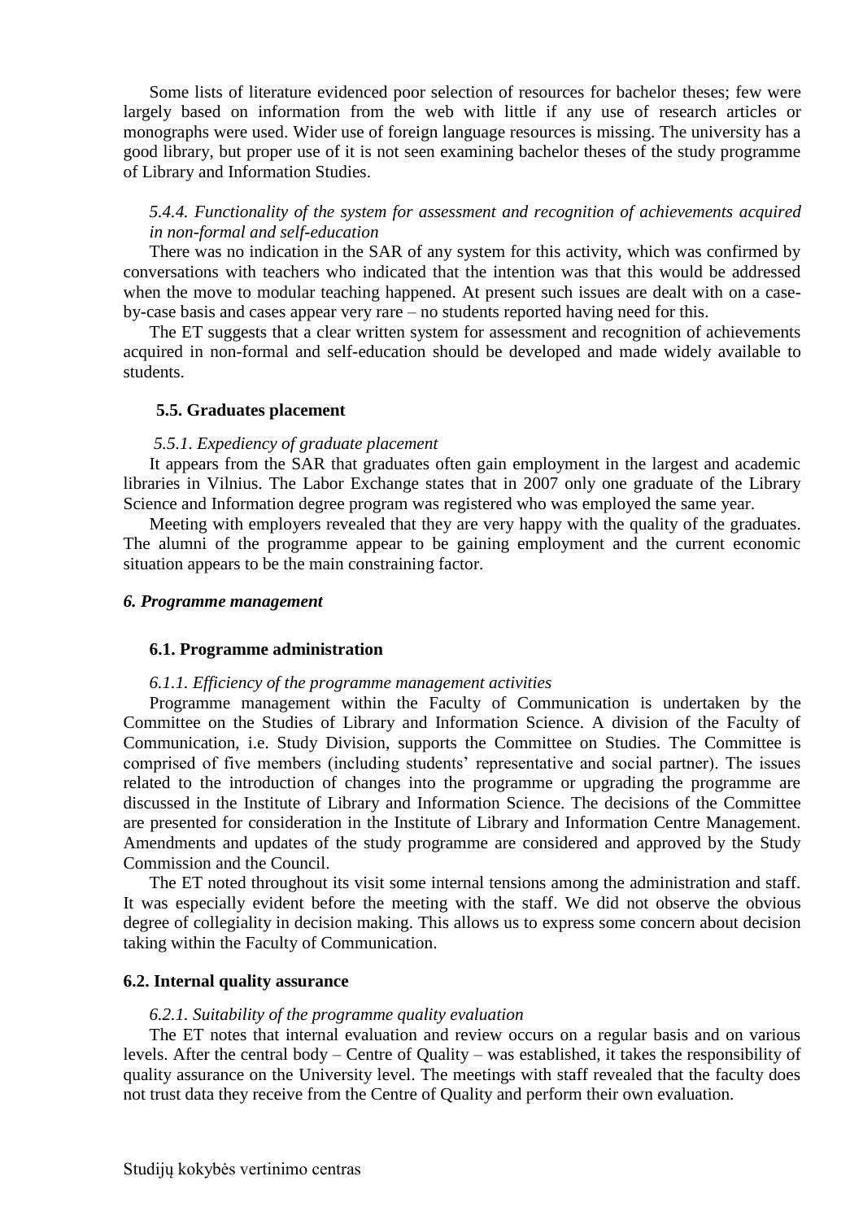Some lists of literature evidenced poor selection of resources for bachelor theses; few were largely based on information from the web with little if any use of research articles or monographs were used. Wider use of foreign language resources is missing. The university has a good library, but proper use of it is not seen examining bachelor theses of the study programme of Library and Information Studies.

*5.4.4. Functionality of the system for assessment and recognition of achievements acquired in non-formal and self-education*

There was no indication in the SAR of any system for this activity, which was confirmed by conversations with teachers who indicated that the intention was that this would be addressed when the move to modular teaching happened. At present such issues are dealt with on a case-by-case basis and cases appear very rare – no students reported having need for this.

The ET suggests that a clear written system for assessment and recognition of achievements acquired in non-formal and self-education should be developed and made widely available to students.

### 5.5. Graduates placement

*5.5.1. Expediency of graduate placement*

It appears from the SAR that graduates often gain employment in the largest and academic libraries in Vilnius. The Labor Exchange states that in 2007 only one graduate of the Library Science and Information degree program was registered who was employed the same year.

Meeting with employers revealed that they are very happy with the quality of the graduates. The alumni of the programme appear to be gaining employment and the current economic situation appears to be the main constraining factor.

## *6. Programme management*

### 6.1. Programme administration

*6.1.1. Efficiency of the programme management activities*

Programme management within the Faculty of Communication is undertaken by the Committee on the Studies of Library and Information Science. A division of the Faculty of Communication, i.e. Study Division, supports the Committee on Studies. The Committee is comprised of five members (including students' representative and social partner). The issues related to the introduction of changes into the programme or upgrading the programme are discussed in the Institute of Library and Information Science. The decisions of the Committee are presented for consideration in the Institute of Library and Information Centre Management. Amendments and updates of the study programme are considered and approved by the Study Commission and the Council.

The ET noted throughout its visit some internal tensions among the administration and staff. It was especially evident before the meeting with the staff. We did not observe the obvious degree of collegiality in decision making. This allows us to express some concern about decision taking within the Faculty of Communication.

### 6.2. Internal quality assurance

*6.2.1. Suitability of the programme quality evaluation*

The ET notes that internal evaluation and review occurs on a regular basis and on various levels. After the central body – Centre of Quality – was established, it takes the responsibility of quality assurance on the University level. The meetings with staff revealed that the faculty does not trust data they receive from the Centre of Quality and perform their own evaluation.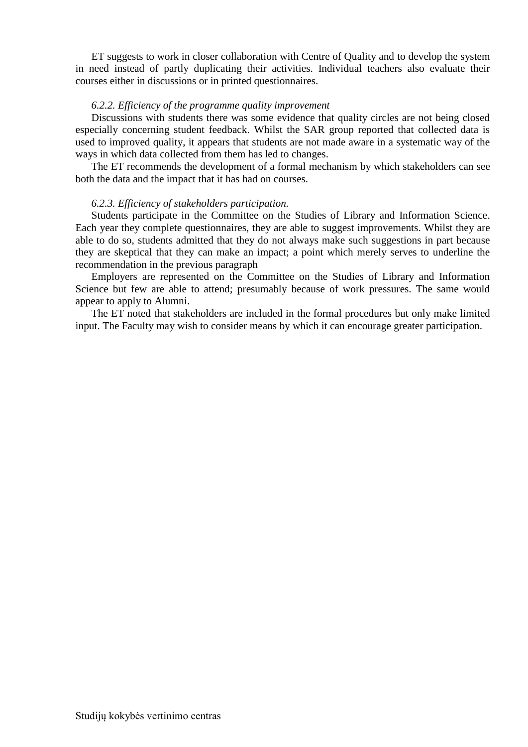ET suggests to work in closer collaboration with Centre of Quality and to develop the system in need instead of partly duplicating their activities. Individual teachers also evaluate their courses either in discussions or in printed questionnaires.

*6.2.2. Efficiency of the programme quality improvement*

Discussions with students there was some evidence that quality circles are not being closed especially concerning student feedback. Whilst the SAR group reported that collected data is used to improved quality, it appears that students are not made aware in a systematic way of the ways in which data collected from them has led to changes.

The ET recommends the development of a formal mechanism by which stakeholders can see both the data and the impact that it has had on courses.

*6.2.3. Efficiency of stakeholders participation.*

Students participate in the Committee on the Studies of Library and Information Science. Each year they complete questionnaires, they are able to suggest improvements. Whilst they are able to do so, students admitted that they do not always make such suggestions in part because they are skeptical that they can make an impact; a point which merely serves to underline the recommendation in the previous paragraph

Employers are represented on the Committee on the Studies of Library and Information Science but few are able to attend; presumably because of work pressures. The same would appear to apply to Alumni.

The ET noted that stakeholders are included in the formal procedures but only make limited input. The Faculty may wish to consider means by which it can encourage greater participation.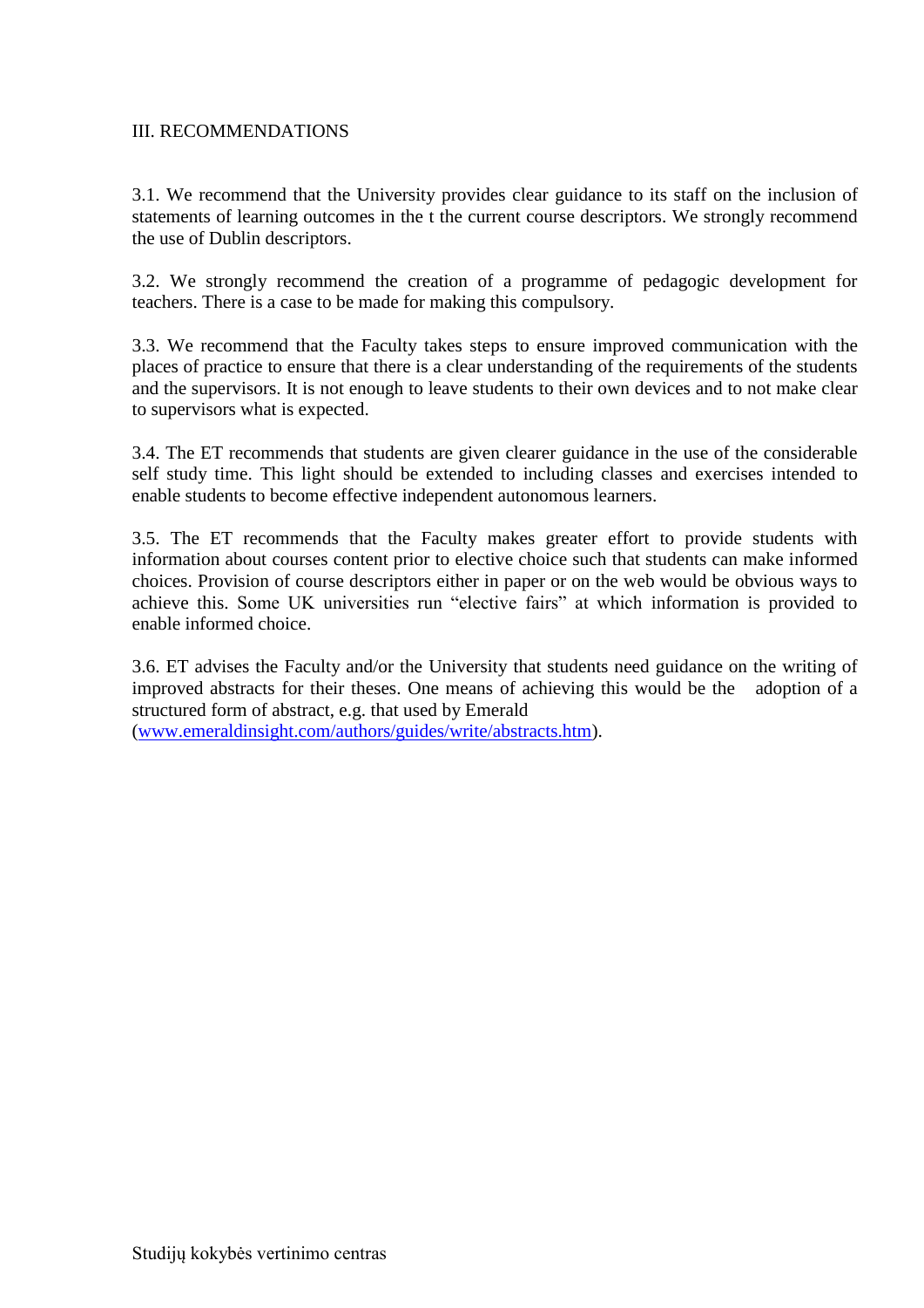## III. RECOMMENDATIONS

3.1. We recommend that the University provides clear guidance to its staff on the inclusion of statements of learning outcomes in the t the current course descriptors. We strongly recommend the use of Dublin descriptors.

3.2. We strongly recommend the creation of a programme of pedagogic development for teachers. There is a case to be made for making this compulsory.

3.3. We recommend that the Faculty takes steps to ensure improved communication with the places of practice to ensure that there is a clear understanding of the requirements of the students and the supervisors. It is not enough to leave students to their own devices and to not make clear to supervisors what is expected.

3.4. The ET recommends that students are given clearer guidance in the use of the considerable self study time. This light should be extended to including classes and exercises intended to enable students to become effective independent autonomous learners.

3.5. The ET recommends that the Faculty makes greater effort to provide students with information about courses content prior to elective choice such that students can make informed choices. Provision of course descriptors either in paper or on the web would be obvious ways to achieve this. Some UK universities run "elective fairs" at which information is provided to enable informed choice.

3.6. ET advises the Faculty and/or the University that students need guidance on the writing of improved abstracts for their theses. One means of achieving this would be the adoption of a structured form of abstract, e.g. that used by Emerald (www.emeraldinsight.com/authors/guides/write/abstracts.htm).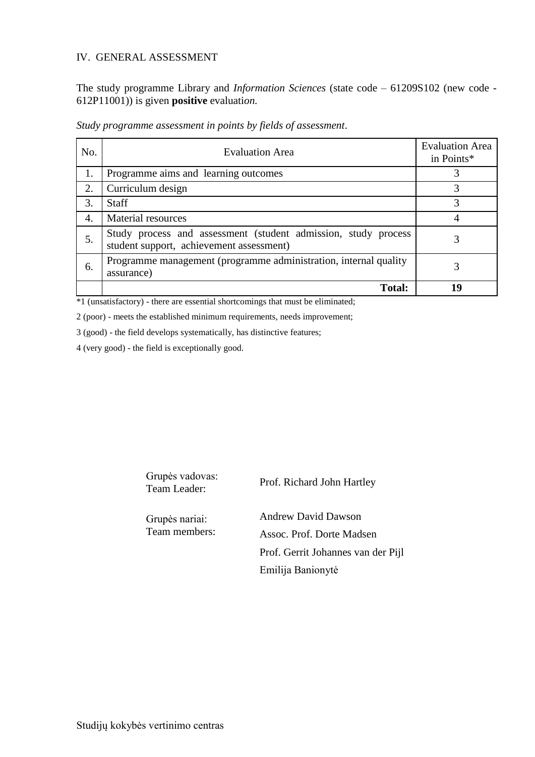## IV. GENERAL ASSESSMENT

The study programme Library and *Information Sciences* (state code – 61209S102 (new code - 612P11001)) is given **positive** evaluati*on.*

*Study programme assessment in points by fields of assessment*.

| No. | Evaluation Area | Evaluation Area in Points* |
|---|---|---|
| 1. | Programme aims and learning outcomes | 3 |
| 2. | Curriculum design | 3 |
| 3. | Staff | 3 |
| 4. | Material resources | 4 |
| 5. | Study process and assessment (student admission, study process student support, achievement assessment) | 3 |
| 6. | Programme management (programme administration, internal quality assurance) | 3 |
| | **Total:** | **19** |

*1 (unsatisfactory) - there are essential shortcomings that must be eliminated;

2 (poor) - meets the established minimum requirements, needs improvement;

3 (good) - the field develops systematically, has distinctive features;

4 (very good) - the field is exceptionally good.

| | |
|---|---|
| Grupės vadovas:<br>Team Leader: | Prof. Richard John Hartley |
| Grupės nariai:<br>Team members: | Andrew David Dawson<br>Assoc. Prof. Dorte Madsen<br>Prof. Gerrit Johannes van der Pijl<br>Emilija Banionytė |